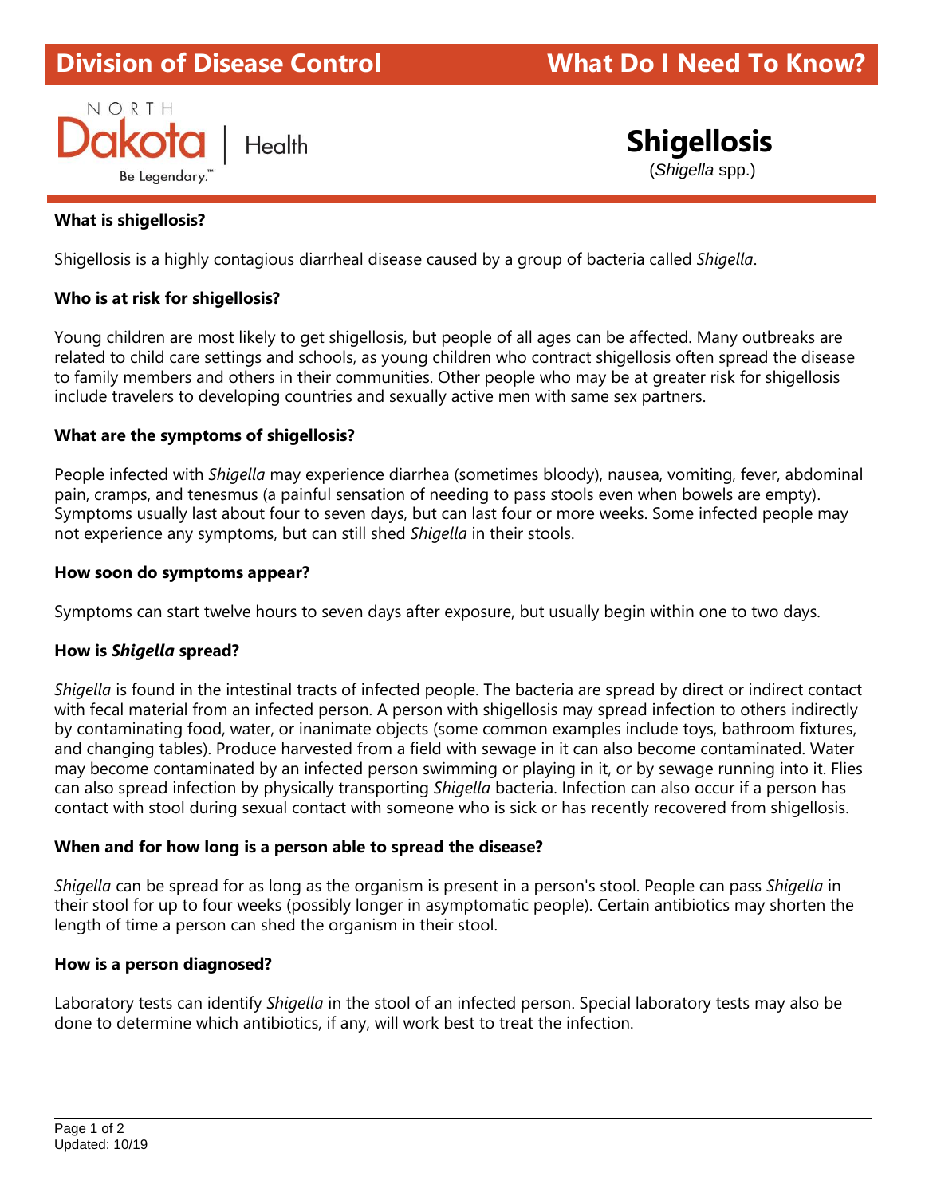Division of Disease Control — What Do I Need To Know?

NORTH Dakota | Health
Be Legendary.™

# Shigellosis

(*Shigella* spp.)

**What is shigellosis?**

Shigellosis is a highly contagious diarrheal disease caused by a group of bacteria called *Shigella*.

**Who is at risk for shigellosis?**

Young children are most likely to get shigellosis, but people of all ages can be affected. Many outbreaks are related to child care settings and schools, as young children who contract shigellosis often spread the disease to family members and others in their communities. Other people who may be at greater risk for shigellosis include travelers to developing countries and sexually active men with same sex partners.

**What are the symptoms of shigellosis?**

People infected with *Shigella* may experience diarrhea (sometimes bloody), nausea, vomiting, fever, abdominal pain, cramps, and tenesmus (a painful sensation of needing to pass stools even when bowels are empty). Symptoms usually last about four to seven days, but can last four or more weeks. Some infected people may not experience any symptoms, but can still shed *Shigella* in their stools.

**How soon do symptoms appear?**

Symptoms can start twelve hours to seven days after exposure, but usually begin within one to two days.

**How is *Shigella* spread?**

*Shigella* is found in the intestinal tracts of infected people. The bacteria are spread by direct or indirect contact with fecal material from an infected person. A person with shigellosis may spread infection to others indirectly by contaminating food, water, or inanimate objects (some common examples include toys, bathroom fixtures, and changing tables). Produce harvested from a field with sewage in it can also become contaminated. Water may become contaminated by an infected person swimming or playing in it, or by sewage running into it. Flies can also spread infection by physically transporting *Shigella* bacteria. Infection can also occur if a person has contact with stool during sexual contact with someone who is sick or has recently recovered from shigellosis.

**When and for how long is a person able to spread the disease?**

*Shigella* can be spread for as long as the organism is present in a person's stool. People can pass *Shigella* in their stool for up to four weeks (possibly longer in asymptomatic people). Certain antibiotics may shorten the length of time a person can shed the organism in their stool.

**How is a person diagnosed?**

Laboratory tests can identify *Shigella* in the stool of an infected person. Special laboratory tests may also be done to determine which antibiotics, if any, will work best to treat the infection.

Updated: 10/19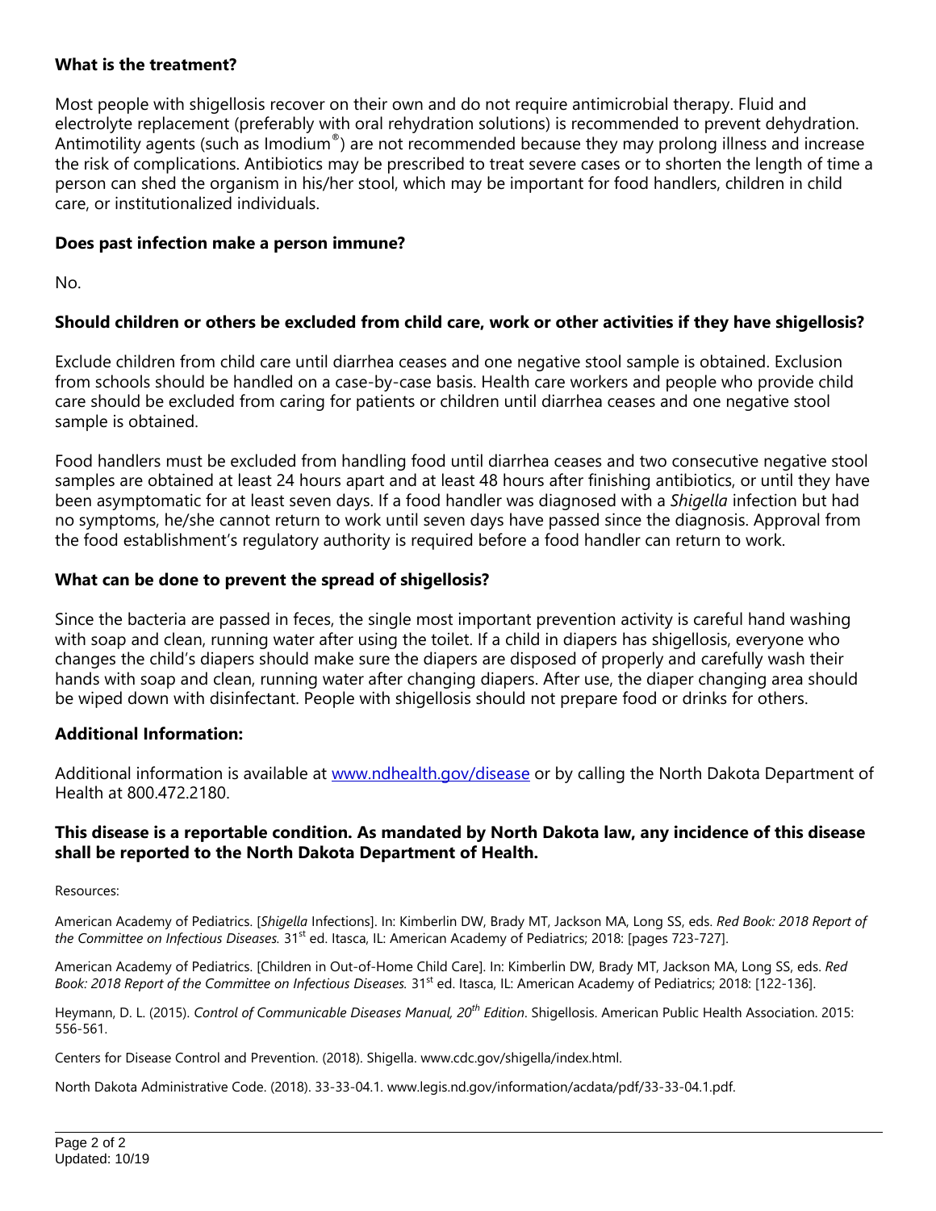### What is the treatment?

Most people with shigellosis recover on their own and do not require antimicrobial therapy. Fluid and electrolyte replacement (preferably with oral rehydration solutions) is recommended to prevent dehydration. Antimotility agents (such as Imodium®) are not recommended because they may prolong illness and increase the risk of complications. Antibiotics may be prescribed to treat severe cases or to shorten the length of time a person can shed the organism in his/her stool, which may be important for food handlers, children in child care, or institutionalized individuals.

### Does past infection make a person immune?

No.

### Should children or others be excluded from child care, work or other activities if they have shigellosis?

Exclude children from child care until diarrhea ceases and one negative stool sample is obtained. Exclusion from schools should be handled on a case-by-case basis. Health care workers and people who provide child care should be excluded from caring for patients or children until diarrhea ceases and one negative stool sample is obtained.

Food handlers must be excluded from handling food until diarrhea ceases and two consecutive negative stool samples are obtained at least 24 hours apart and at least 48 hours after finishing antibiotics, or until they have been asymptomatic for at least seven days. If a food handler was diagnosed with a *Shigella* infection but had no symptoms, he/she cannot return to work until seven days have passed since the diagnosis. Approval from the food establishment's regulatory authority is required before a food handler can return to work.

### What can be done to prevent the spread of shigellosis?

Since the bacteria are passed in feces, the single most important prevention activity is careful hand washing with soap and clean, running water after using the toilet. If a child in diapers has shigellosis, everyone who changes the child's diapers should make sure the diapers are disposed of properly and carefully wash their hands with soap and clean, running water after changing diapers. After use, the diaper changing area should be wiped down with disinfectant. People with shigellosis should not prepare food or drinks for others.

### Additional Information:

Additional information is available at [www.ndhealth.gov/disease](http://www.ndhealth.gov/disease) or by calling the North Dakota Department of Health at 800.472.2180.

**This disease is a reportable condition. As mandated by North Dakota law, any incidence of this disease shall be reported to the North Dakota Department of Health.**

Resources:

American Academy of Pediatrics. [*Shigella* Infections]. In: Kimberlin DW, Brady MT, Jackson MA, Long SS, eds. *Red Book: 2018 Report of the Committee on Infectious Diseases.* 31st ed. Itasca, IL: American Academy of Pediatrics; 2018: [pages 723-727].

American Academy of Pediatrics. [Children in Out-of-Home Child Care]. In: Kimberlin DW, Brady MT, Jackson MA, Long SS, eds. *Red Book: 2018 Report of the Committee on Infectious Diseases.* 31st ed. Itasca, IL: American Academy of Pediatrics; 2018: [122-136].

Heymann, D. L. (2015). *Control of Communicable Diseases Manual, 20th Edition*. Shigellosis. American Public Health Association. 2015: 556-561.

Centers for Disease Control and Prevention. (2018). Shigella. www.cdc.gov/shigella/index.html.

North Dakota Administrative Code. (2018). 33-33-04.1. www.legis.nd.gov/information/acdata/pdf/33-33-04.1.pdf.

Updated: 10/19